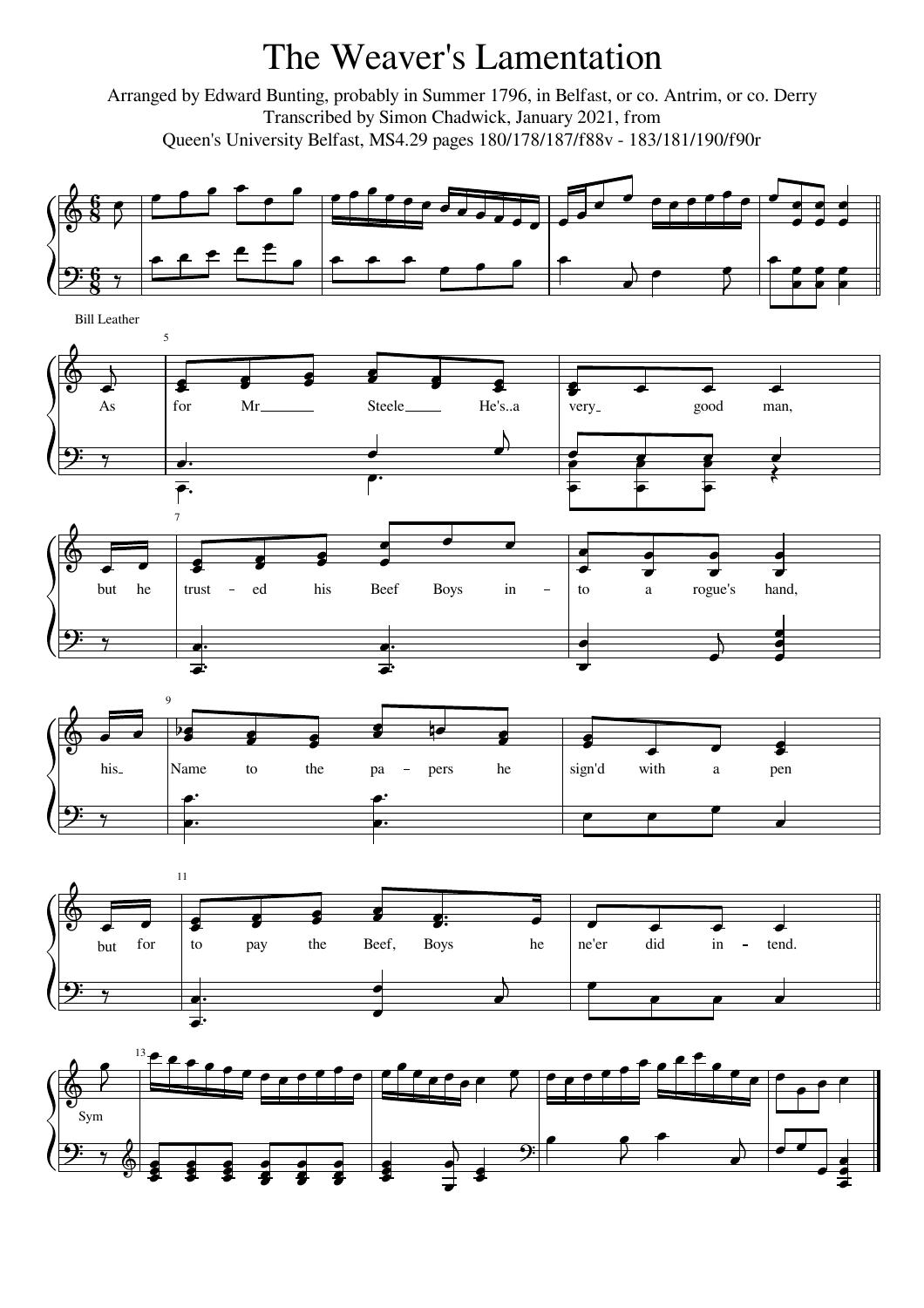# The Weaver's Lamentation

Arranged by Edward Bunting, probably in Summer 1796, in Belfast, or co. Antrim, or co. Derry

Transcribed by Simon Chadwick, January 2021, from

Queen's University Belfast, MS4.29 pages 180/178/187/f88v - 183/181/190/f90r

Bill Leather

As for Mr Steele He's..a very good man, but he trust - ed his Beef Boys in - to a rogue's hand, his Name to the pa - pers he sign'd with a pen but for to pay the Beef, Boys he ne'er did in - tend.

Sym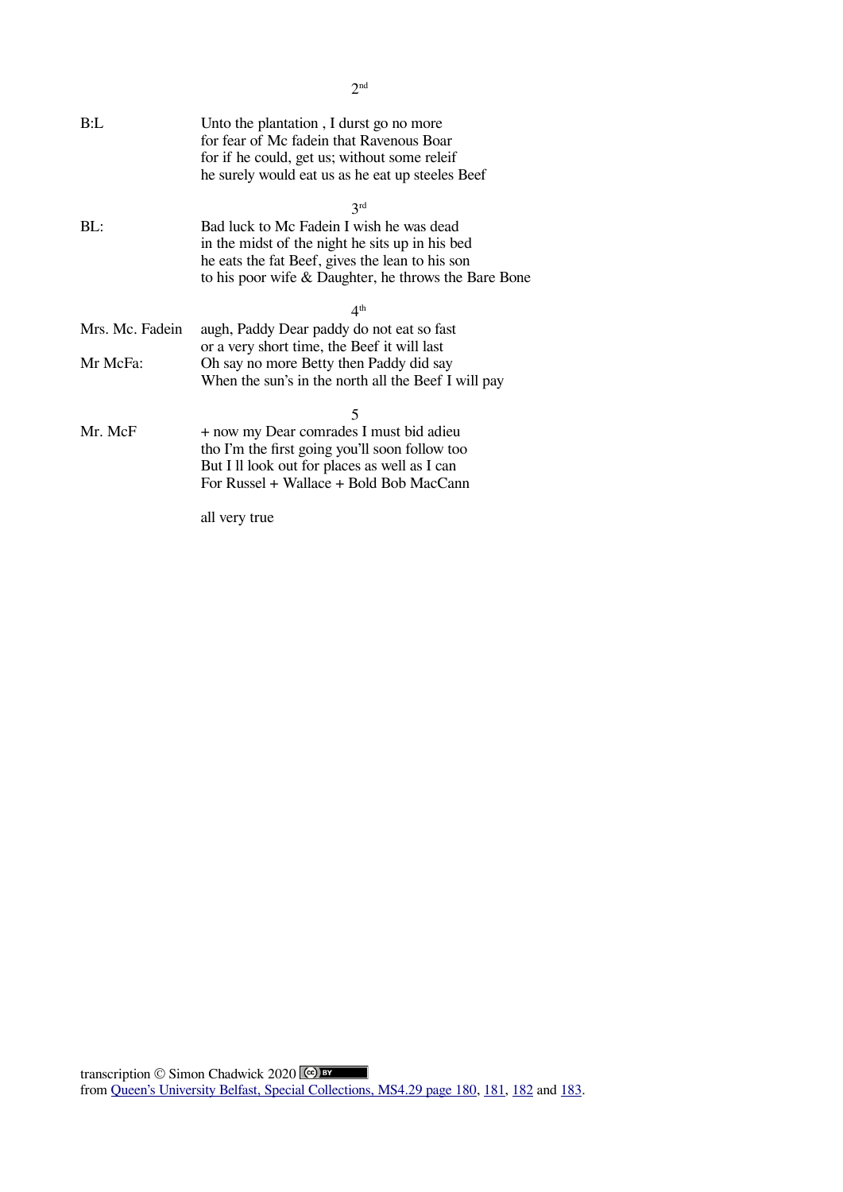2nd

| | |
|---|---|
| B:L | Unto the plantation , I durst go no more<br>for fear of Mc fadein that Ravenous Boar<br>for if he could, get us; without some releif<br>he surely would eat us as he eat up steeles Beef |

3rd

| | |
|---|---|
| BL: | Bad luck to Mc Fadein I wish he was dead<br>in the midst of the night he sits up in his bed<br>he eats the fat Beef, gives the lean to his son<br>to his poor wife & Daughter, he throws the Bare Bone |

4th

| | |
|---|---|
| Mrs. Mc. Fadein | augh, Paddy Dear paddy do not eat so fast<br>or a very short time, the Beef it will last |
| Mr McFa: | Oh say no more Betty then Paddy did say<br>When the sun's in the north all the Beef I will pay |

5

| | |
|---|---|
| Mr. McF | + now my Dear comrades I must bid adieu<br>tho I'm the first going you'll soon follow too<br>But I ll look out for places as well as I can<br>For Russel + Wallace + Bold Bob MacCann |
| | all very true |

transcription © Simon Chadwick 2020 (CC BY)
from Queen's University Belfast, Special Collections, MS4.29 page 180, 181, 182 and 183.